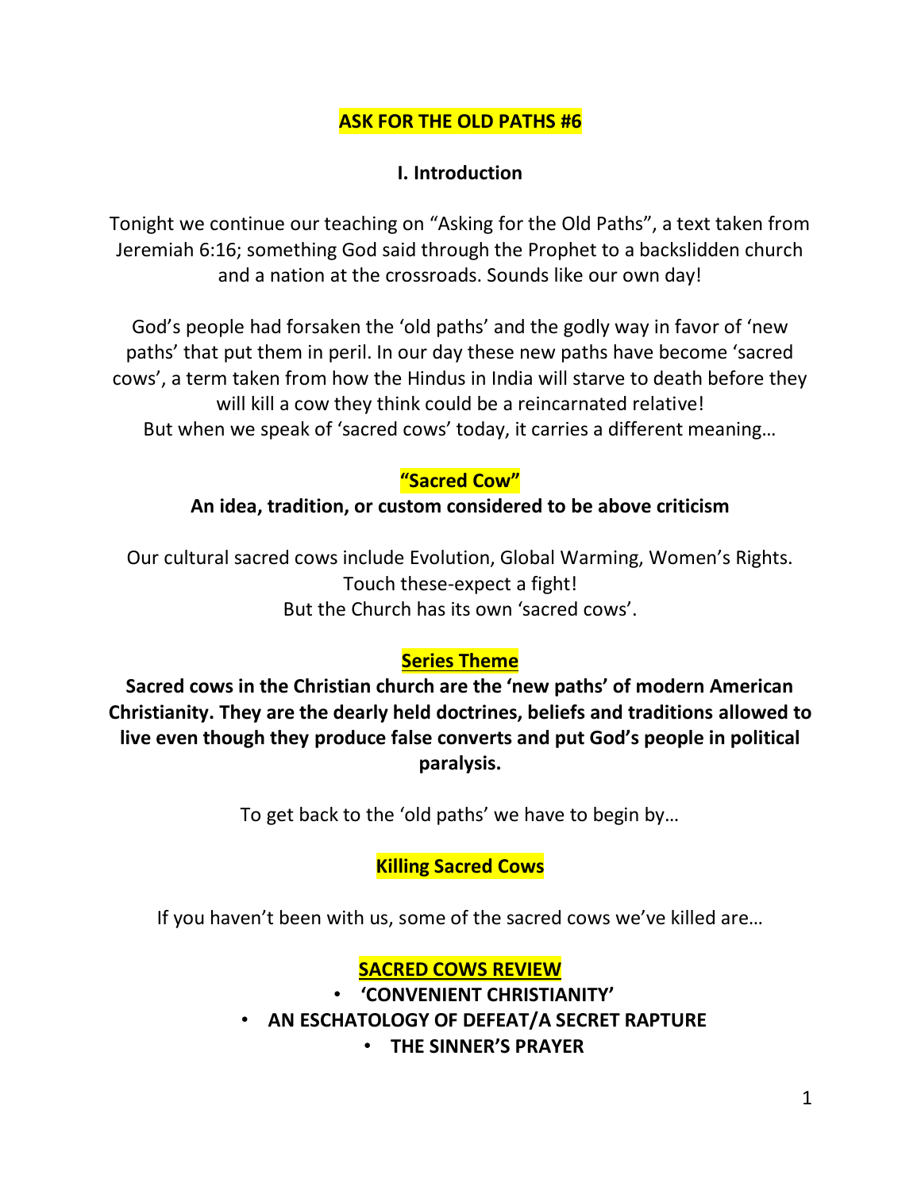# ASK FOR THE OLD PATHS #6

## I. Introduction

Tonight we continue our teaching on "Asking for the Old Paths", a text taken from Jeremiah 6:16; something God said through the Prophet to a backslidden church and a nation at the crossroads. Sounds like our own day!

God's people had forsaken the 'old paths' and the godly way in favor of 'new paths' that put them in peril. In our day these new paths have become 'sacred cows', a term taken from how the Hindus in India will starve to death before they will kill a cow they think could be a reincarnated relative!
But when we speak of 'sacred cows' today, it carries a different meaning…

**"Sacred Cow"**

**An idea, tradition, or custom considered to be above criticism**

Our cultural sacred cows include Evolution, Global Warming, Women's Rights.
Touch these-expect a fight!
But the Church has its own 'sacred cows'.

**Series Theme**

**Sacred cows in the Christian church are the 'new paths' of modern American Christianity. They are the dearly held doctrines, beliefs and traditions allowed to live even though they produce false converts and put God's people in political paralysis.**

To get back to the 'old paths' we have to begin by…

**Killing Sacred Cows**

If you haven't been with us, some of the sacred cows we've killed are…

**SACRED COWS REVIEW**

- **'CONVENIENT CHRISTIANITY'**
- **AN ESCHATOLOGY OF DEFEAT/A SECRET RAPTURE**
- **THE SINNER'S PRAYER**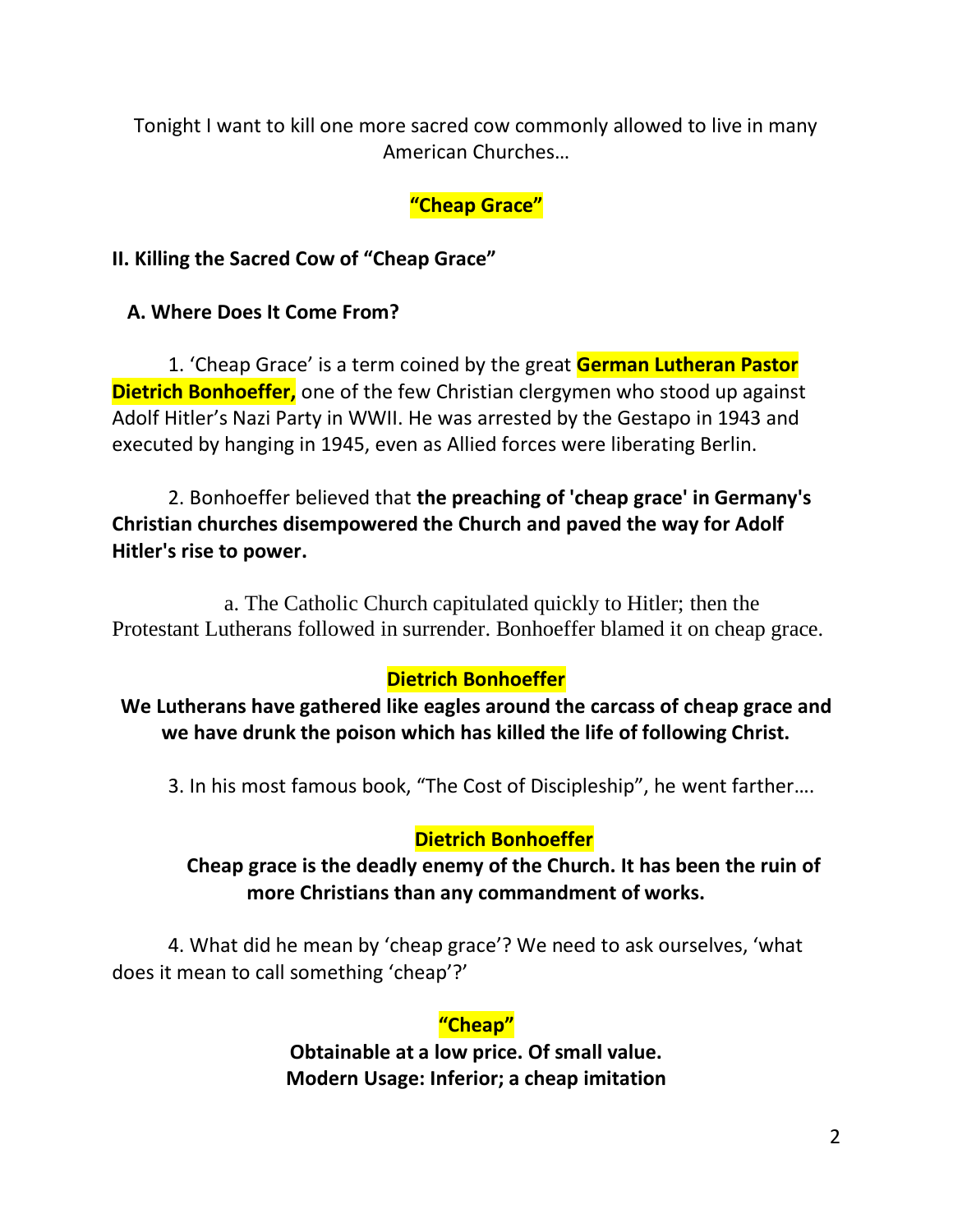Tonight I want to kill one more sacred cow commonly allowed to live in many American Churches…

**"Cheap Grace"**

## II. Killing the Sacred Cow of "Cheap Grace"

### A. Where Does It Come From?

1. 'Cheap Grace' is a term coined by the great **German Lutheran Pastor Dietrich Bonhoeffer,** one of the few Christian clergymen who stood up against Adolf Hitler's Nazi Party in WWII. He was arrested by the Gestapo in 1943 and executed by hanging in 1945, even as Allied forces were liberating Berlin.

2. Bonhoeffer believed that **the preaching of 'cheap grace' in Germany's Christian churches disempowered the Church and paved the way for Adolf Hitler's rise to power.**

   a. The Catholic Church capitulated quickly to Hitler; then the Protestant Lutherans followed in surrender. Bonhoeffer blamed it on cheap grace.

**Dietrich Bonhoeffer**

**We Lutherans have gathered like eagles around the carcass of cheap grace and we have drunk the poison which has killed the life of following Christ.**

3. In his most famous book, "The Cost of Discipleship", he went farther….

**Dietrich Bonhoeffer**

**Cheap grace is the deadly enemy of the Church. It has been the ruin of more Christians than any commandment of works.**

4. What did he mean by 'cheap grace'? We need to ask ourselves, 'what does it mean to call something 'cheap'?'

**"Cheap"**

**Obtainable at a low price. Of small value.**
**Modern Usage: Inferior; a cheap imitation**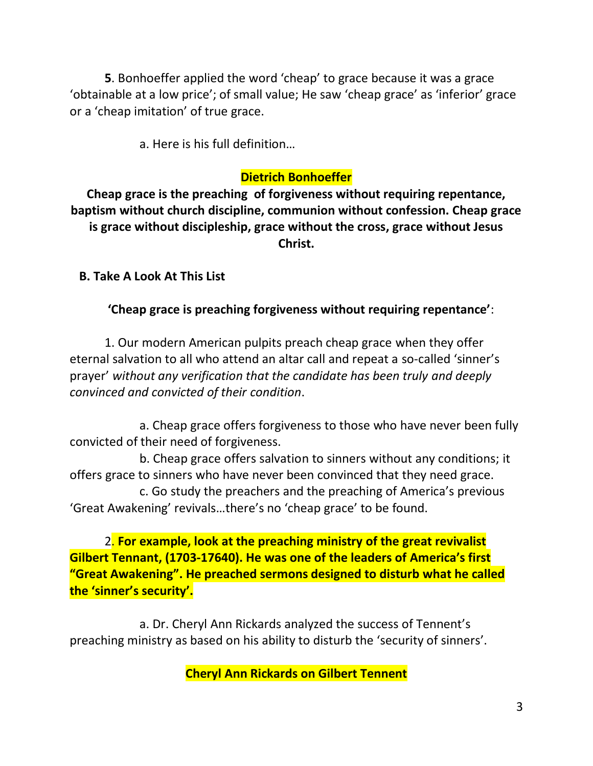**5**. Bonhoeffer applied the word 'cheap' to grace because it was a grace 'obtainable at a low price'; of small value; He saw 'cheap grace' as 'inferior' grace or a 'cheap imitation' of true grace.

a. Here is his full definition…

**Dietrich Bonhoeffer**

**Cheap grace is the preaching of forgiveness without requiring repentance, baptism without church discipline, communion without confession. Cheap grace is grace without discipleship, grace without the cross, grace without Jesus Christ.**

**B. Take A Look At This List**

**'Cheap grace is preaching forgiveness without requiring repentance'**:

1. Our modern American pulpits preach cheap grace when they offer eternal salvation to all who attend an altar call and repeat a so-called 'sinner's prayer' *without any verification that the candidate has been truly and deeply convinced and convicted of their condition*.

a. Cheap grace offers forgiveness to those who have never been fully convicted of their need of forgiveness.

b. Cheap grace offers salvation to sinners without any conditions; it offers grace to sinners who have never been convinced that they need grace.

c. Go study the preachers and the preaching of America's previous 'Great Awakening' revivals…there's no 'cheap grace' to be found.

2. **For example, look at the preaching ministry of the great revivalist Gilbert Tennant, (1703-17640). He was one of the leaders of America's first "Great Awakening". He preached sermons designed to disturb what he called the 'sinner's security'.**

a. Dr. Cheryl Ann Rickards analyzed the success of Tennent's preaching ministry as based on his ability to disturb the 'security of sinners'.

**Cheryl Ann Rickards on Gilbert Tennent**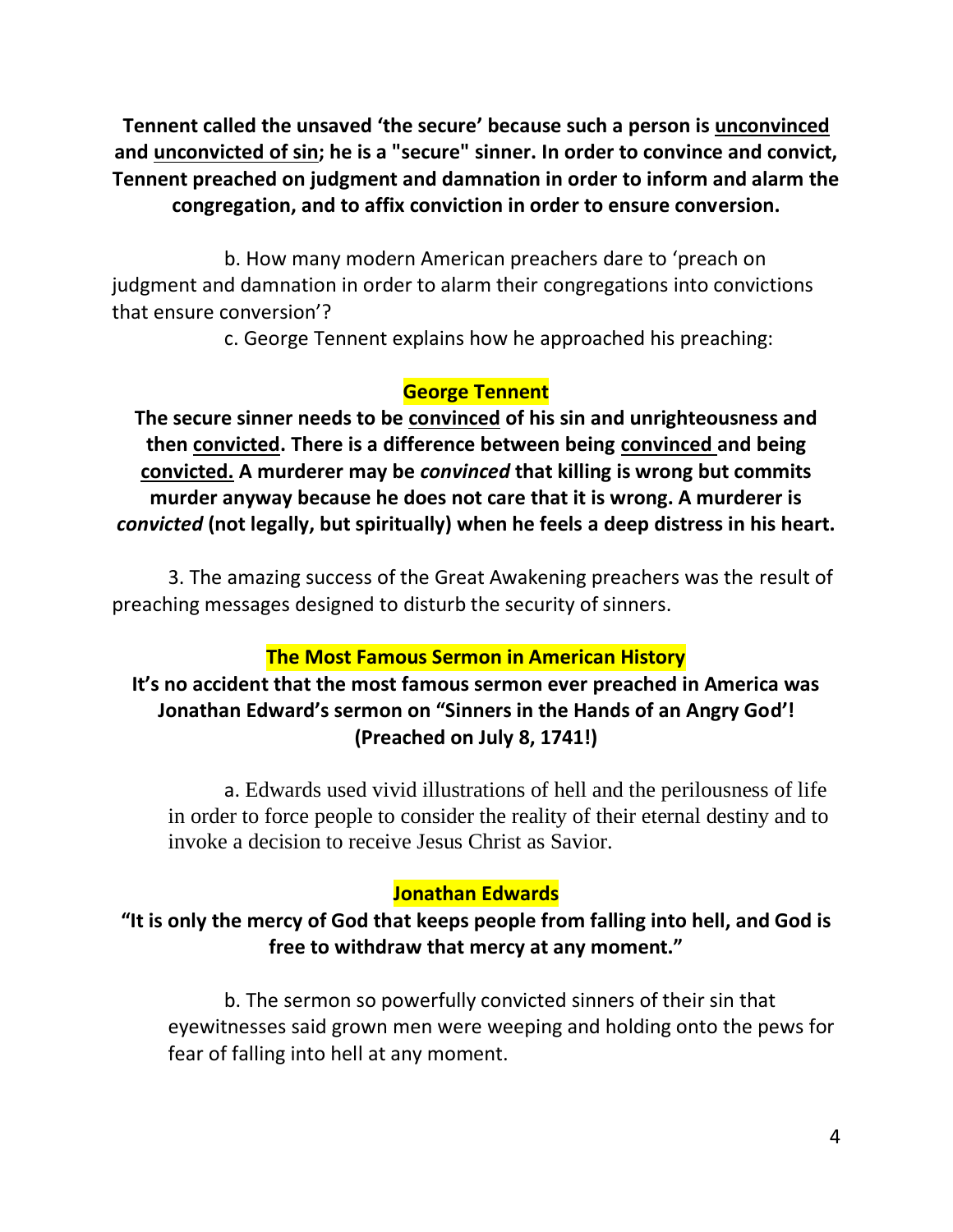**Tennent called the unsaved 'the secure' because such a person is <u>unconvinced</u> and <u>unconvicted of sin</u>; he is a "secure" sinner. In order to convince and convict, Tennent preached on judgment and damnation in order to inform and alarm the congregation, and to affix conviction in order to ensure conversion.**

b. How many modern American preachers dare to 'preach on judgment and damnation in order to alarm their congregations into convictions that ensure conversion'?

c. George Tennent explains how he approached his preaching:

**George Tennent**

**The secure sinner needs to be <u>convinced</u> of his sin and unrighteousness and then <u>convicted</u>. There is a difference between being <u>convinced</u> and being <u>convicted.</u> A murderer may be *convinced* that killing is wrong but commits murder anyway because he does not care that it is wrong. A murderer is *convicted* (not legally, but spiritually) when he feels a deep distress in his heart.**

3. The amazing success of the Great Awakening preachers was the result of preaching messages designed to disturb the security of sinners.

**The Most Famous Sermon in American History**

**It's no accident that the most famous sermon ever preached in America was Jonathan Edward's sermon on "Sinners in the Hands of an Angry God'! (Preached on July 8, 1741!)**

a. Edwards used vivid illustrations of hell and the perilousness of life in order to force people to consider the reality of their eternal destiny and to invoke a decision to receive Jesus Christ as Savior.

**Jonathan Edwards**

**"It is only the mercy of God that keeps people from falling into hell, and God is free to withdraw that mercy at any moment."**

b. The sermon so powerfully convicted sinners of their sin that eyewitnesses said grown men were weeping and holding onto the pews for fear of falling into hell at any moment.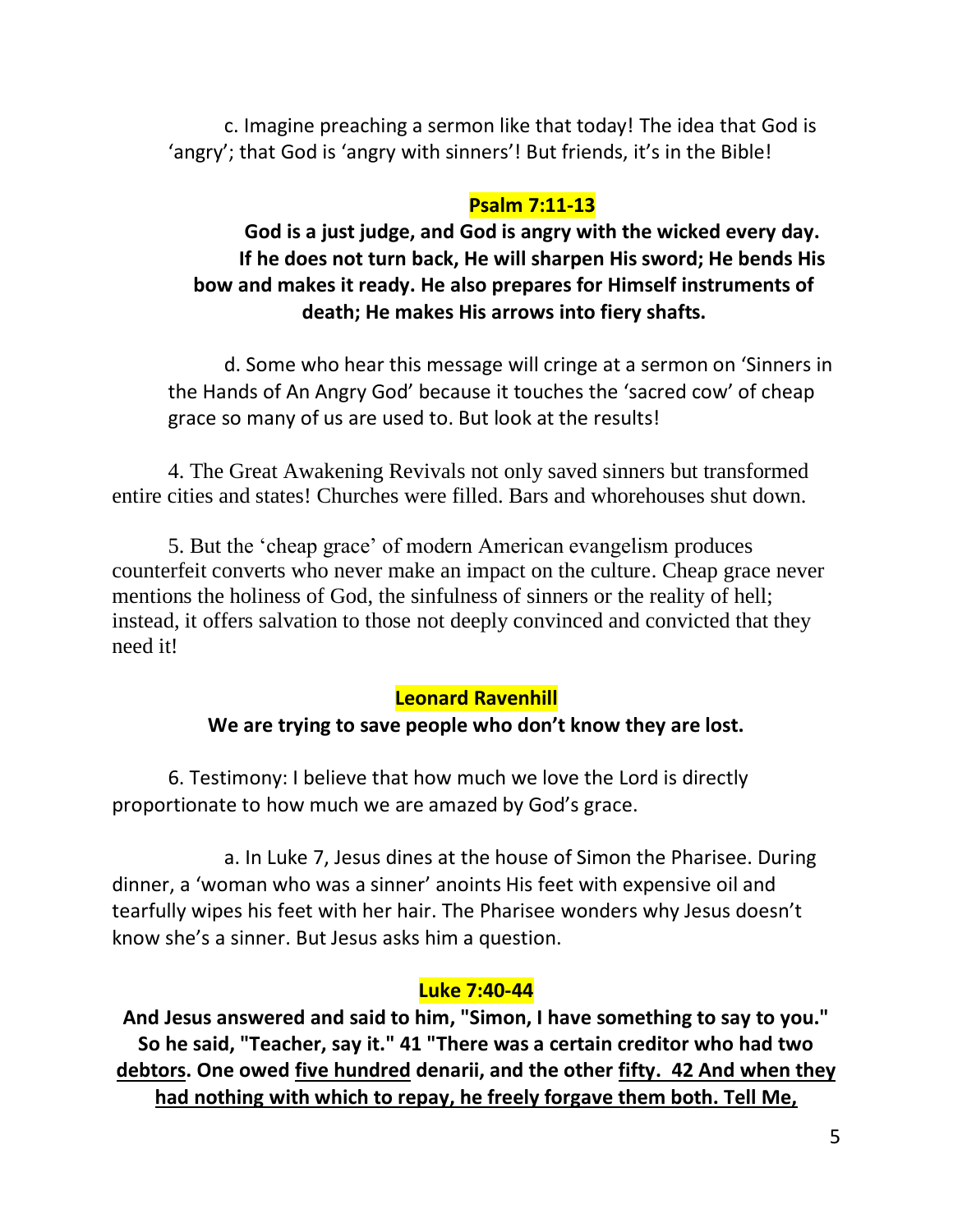c. Imagine preaching a sermon like that today! The idea that God is 'angry'; that God is 'angry with sinners'! But friends, it's in the Bible!

**Psalm 7:11-13**

**God is a just judge, and God is angry with the wicked every day. If he does not turn back, He will sharpen His sword; He bends His bow and makes it ready. He also prepares for Himself instruments of death; He makes His arrows into fiery shafts.**

d. Some who hear this message will cringe at a sermon on 'Sinners in the Hands of An Angry God' because it touches the 'sacred cow' of cheap grace so many of us are used to. But look at the results!

4. The Great Awakening Revivals not only saved sinners but transformed entire cities and states! Churches were filled. Bars and whorehouses shut down.

5. But the 'cheap grace' of modern American evangelism produces counterfeit converts who never make an impact on the culture. Cheap grace never mentions the holiness of God, the sinfulness of sinners or the reality of hell; instead, it offers salvation to those not deeply convinced and convicted that they need it!

**Leonard Ravenhill**

**We are trying to save people who don't know they are lost.**

6. Testimony: I believe that how much we love the Lord is directly proportionate to how much we are amazed by God's grace.

a. In Luke 7, Jesus dines at the house of Simon the Pharisee. During dinner, a 'woman who was a sinner' anoints His feet with expensive oil and tearfully wipes his feet with her hair. The Pharisee wonders why Jesus doesn't know she's a sinner. But Jesus asks him a question.

**Luke 7:40-44**

**And Jesus answered and said to him, "Simon, I have something to say to you." So he said, "Teacher, say it." 41 "There was a certain creditor who had two <u>debtors</u>. One owed <u>five hundred</u> denarii, and the other <u>fifty</u>. <u>42 And when they had nothing with which to repay, he freely forgave them both. Tell Me,</u>**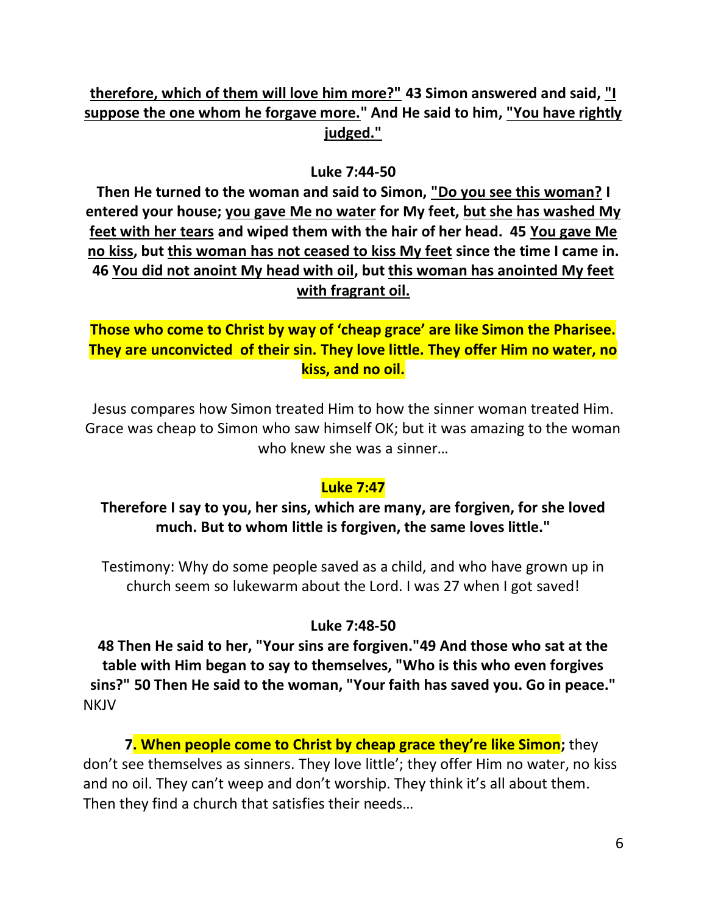**<u>therefore, which of them will love him more?"</u> 43 Simon answered and said, <u>"I suppose the one whom he forgave more."</u> And He said to him, <u>"You have rightly judged."</u>**

**Luke 7:44-50**

**Then He turned to the woman and said to Simon, <u>"Do you see this woman?</u> I entered your house; <u>you gave Me no water</u> for My feet, <u>but she has washed My feet with her tears</u> and wiped them with the hair of her head. 45 <u>You gave Me no kiss</u>, but <u>this woman has not ceased to kiss My feet</u> since the time I came in. 46 <u>You did not anoint My head with oil</u>, but <u>this woman has anointed My feet with fragrant oil.</u>**

**Those who come to Christ by way of 'cheap grace' are like Simon the Pharisee. They are unconvicted of their sin. They love little. They offer Him no water, no kiss, and no oil.**

Jesus compares how Simon treated Him to how the sinner woman treated Him. Grace was cheap to Simon who saw himself OK; but it was amazing to the woman who knew she was a sinner…

**Luke 7:47**

**Therefore I say to you, her sins, which are many, are forgiven, for she loved much. But to whom little is forgiven, the same loves little."**

Testimony: Why do some people saved as a child, and who have grown up in church seem so lukewarm about the Lord. I was 27 when I got saved!

**Luke 7:48-50**

**48 Then He said to her, "Your sins are forgiven."49 And those who sat at the table with Him began to say to themselves, "Who is this who even forgives sins?" 50 Then He said to the woman, "Your faith has saved you. Go in peace."** NKJV

**7. When people come to Christ by cheap grace they're like Simon;** they don't see themselves as sinners. They love little'; they offer Him no water, no kiss and no oil. They can't weep and don't worship. They think it's all about them. Then they find a church that satisfies their needs…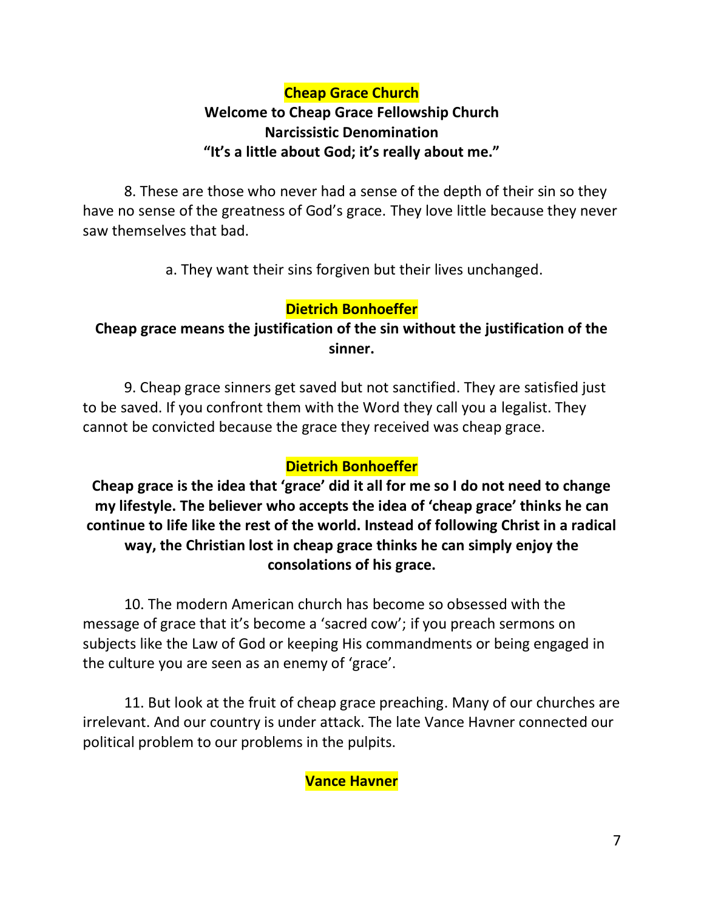**Cheap Grace Church**

**Welcome to Cheap Grace Fellowship Church**
**Narcissistic Denomination**
**"It's a little about God; it's really about me."**

8. These are those who never had a sense of the depth of their sin so they have no sense of the greatness of God's grace. They love little because they never saw themselves that bad.

a. They want their sins forgiven but their lives unchanged.

**Dietrich Bonhoeffer**

**Cheap grace means the justification of the sin without the justification of the sinner.**

9. Cheap grace sinners get saved but not sanctified. They are satisfied just to be saved. If you confront them with the Word they call you a legalist. They cannot be convicted because the grace they received was cheap grace.

**Dietrich Bonhoeffer**

**Cheap grace is the idea that 'grace' did it all for me so I do not need to change my lifestyle. The believer who accepts the idea of 'cheap grace' thinks he can continue to life like the rest of the world. Instead of following Christ in a radical way, the Christian lost in cheap grace thinks he can simply enjoy the consolations of his grace.**

10. The modern American church has become so obsessed with the message of grace that it's become a 'sacred cow'; if you preach sermons on subjects like the Law of God or keeping His commandments or being engaged in the culture you are seen as an enemy of 'grace'.

11. But look at the fruit of cheap grace preaching. Many of our churches are irrelevant. And our country is under attack. The late Vance Havner connected our political problem to our problems in the pulpits.

**Vance Havner**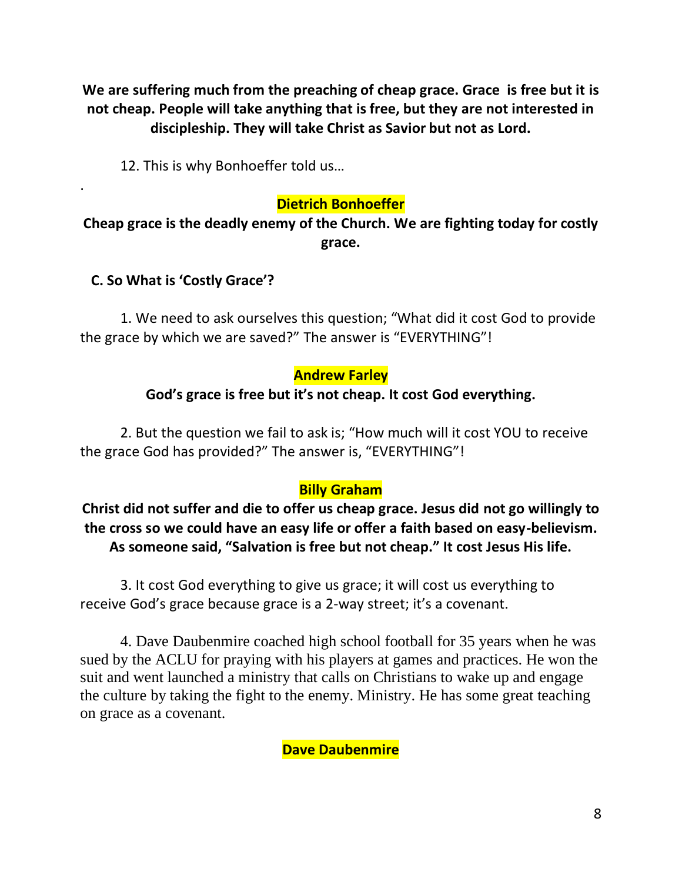**We are suffering much from the preaching of cheap grace. Grace is free but it is not cheap. People will take anything that is free, but they are not interested in discipleship. They will take Christ as Savior but not as Lord.**

12. This is why Bonhoeffer told us…

.

**Dietrich Bonhoeffer**

**Cheap grace is the deadly enemy of the Church. We are fighting today for costly grace.**

**C. So What is 'Costly Grace'?**

1. We need to ask ourselves this question; "What did it cost God to provide the grace by which we are saved?" The answer is "EVERYTHING"!

**Andrew Farley**

**God's grace is free but it's not cheap. It cost God everything.**

2. But the question we fail to ask is; "How much will it cost YOU to receive the grace God has provided?" The answer is, "EVERYTHING"!

**Billy Graham**

**Christ did not suffer and die to offer us cheap grace. Jesus did not go willingly to the cross so we could have an easy life or offer a faith based on easy-believism. As someone said, "Salvation is free but not cheap." It cost Jesus His life.**

3. It cost God everything to give us grace; it will cost us everything to receive God's grace because grace is a 2-way street; it's a covenant.

4. Dave Daubenmire coached high school football for 35 years when he was sued by the ACLU for praying with his players at games and practices. He won the suit and went launched a ministry that calls on Christians to wake up and engage the culture by taking the fight to the enemy. Ministry. He has some great teaching on grace as a covenant.

**Dave Daubenmire**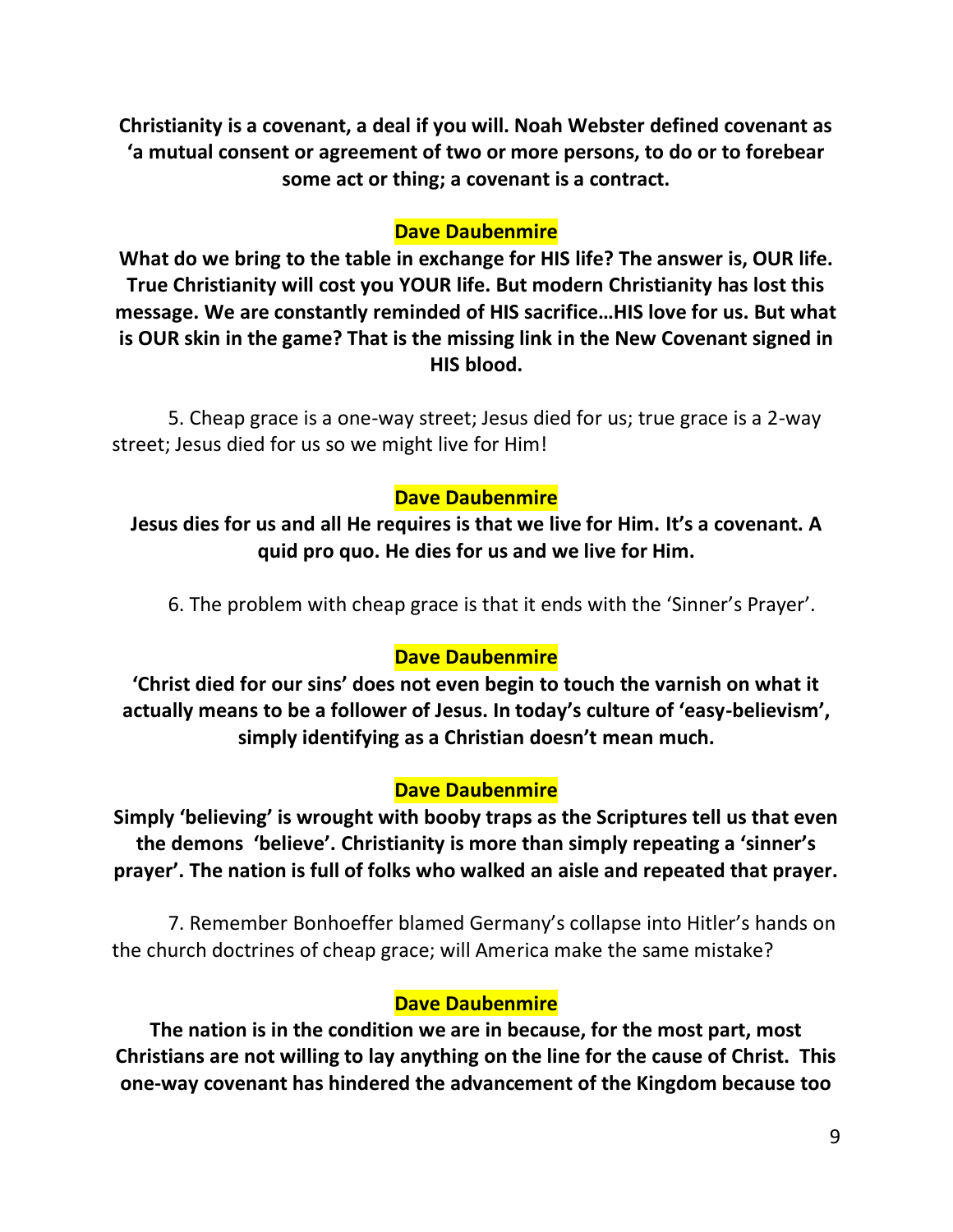**Christianity is a covenant, a deal if you will. Noah Webster defined covenant as 'a mutual consent or agreement of two or more persons, to do or to forebear some act or thing; a covenant is a contract.**

**Dave Daubenmire**

**What do we bring to the table in exchange for HIS life? The answer is, OUR life. True Christianity will cost you YOUR life. But modern Christianity has lost this message. We are constantly reminded of HIS sacrifice…HIS love for us. But what is OUR skin in the game? That is the missing link in the New Covenant signed in HIS blood.**

5. Cheap grace is a one-way street; Jesus died for us; true grace is a 2-way street; Jesus died for us so we might live for Him!

**Dave Daubenmire**

**Jesus dies for us and all He requires is that we live for Him. It's a covenant. A quid pro quo. He dies for us and we live for Him.**

6. The problem with cheap grace is that it ends with the 'Sinner's Prayer'.

**Dave Daubenmire**

**'Christ died for our sins' does not even begin to touch the varnish on what it actually means to be a follower of Jesus. In today's culture of 'easy-believism', simply identifying as a Christian doesn't mean much.**

**Dave Daubenmire**

**Simply 'believing' is wrought with booby traps as the Scriptures tell us that even the demons 'believe'. Christianity is more than simply repeating a 'sinner's prayer'. The nation is full of folks who walked an aisle and repeated that prayer.**

7. Remember Bonhoeffer blamed Germany's collapse into Hitler's hands on the church doctrines of cheap grace; will America make the same mistake?

**Dave Daubenmire**

**The nation is in the condition we are in because, for the most part, most Christians are not willing to lay anything on the line for the cause of Christ. This one-way covenant has hindered the advancement of the Kingdom because too**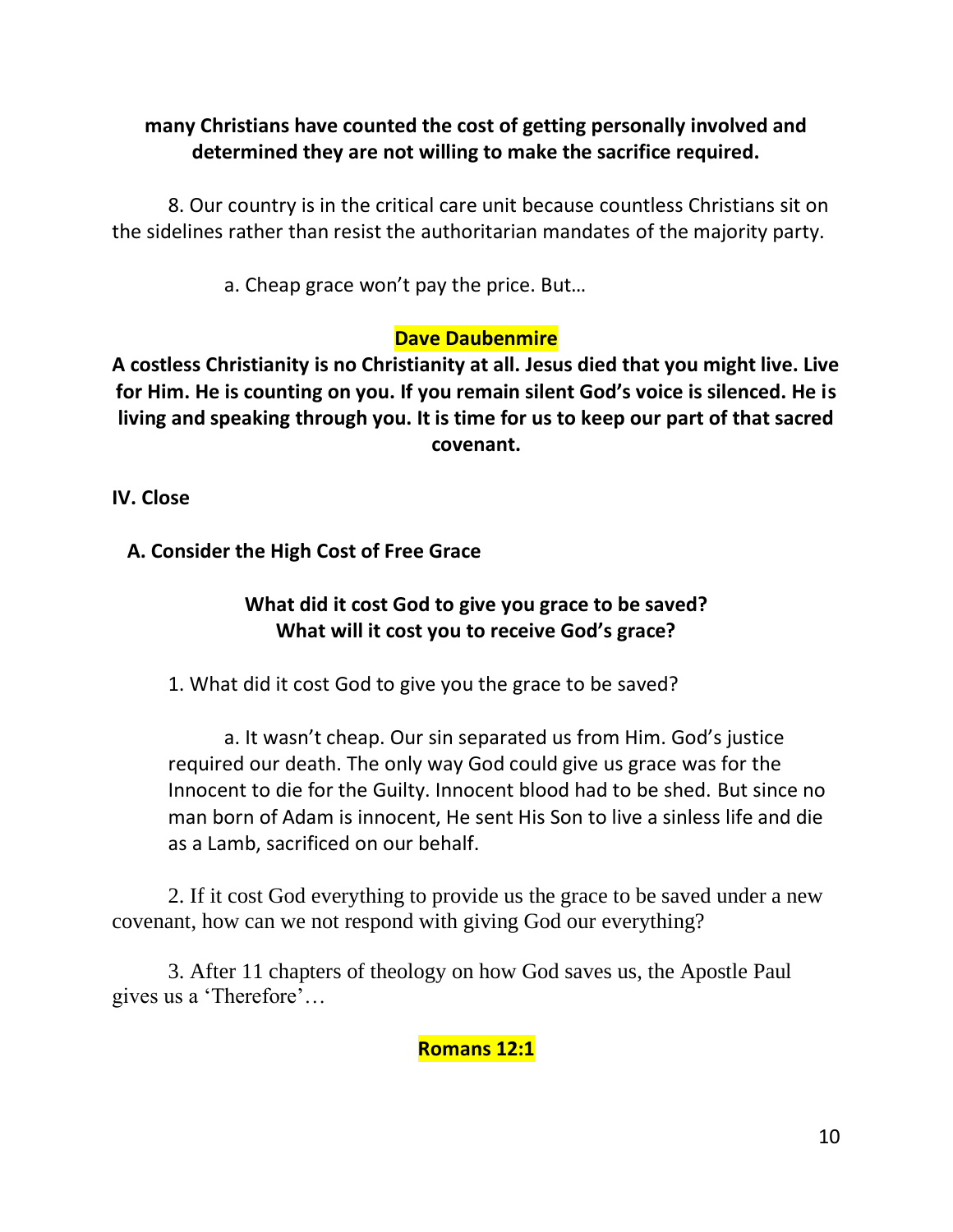**many Christians have counted the cost of getting personally involved and determined they are not willing to make the sacrifice required.**

8. Our country is in the critical care unit because countless Christians sit on the sidelines rather than resist the authoritarian mandates of the majority party.

a. Cheap grace won't pay the price. But…

**Dave Daubenmire**

**A costless Christianity is no Christianity at all. Jesus died that you might live. Live for Him. He is counting on you. If you remain silent God's voice is silenced. He is living and speaking through you. It is time for us to keep our part of that sacred covenant.**

**IV. Close**

**A. Consider the High Cost of Free Grace**

**What did it cost God to give you grace to be saved?**
**What will it cost you to receive God's grace?**

1. What did it cost God to give you the grace to be saved?

a. It wasn't cheap. Our sin separated us from Him. God's justice required our death. The only way God could give us grace was for the Innocent to die for the Guilty. Innocent blood had to be shed. But since no man born of Adam is innocent, He sent His Son to live a sinless life and die as a Lamb, sacrificed on our behalf.

2. If it cost God everything to provide us the grace to be saved under a new covenant, how can we not respond with giving God our everything?

3. After 11 chapters of theology on how God saves us, the Apostle Paul gives us a 'Therefore'…

**Romans 12:1**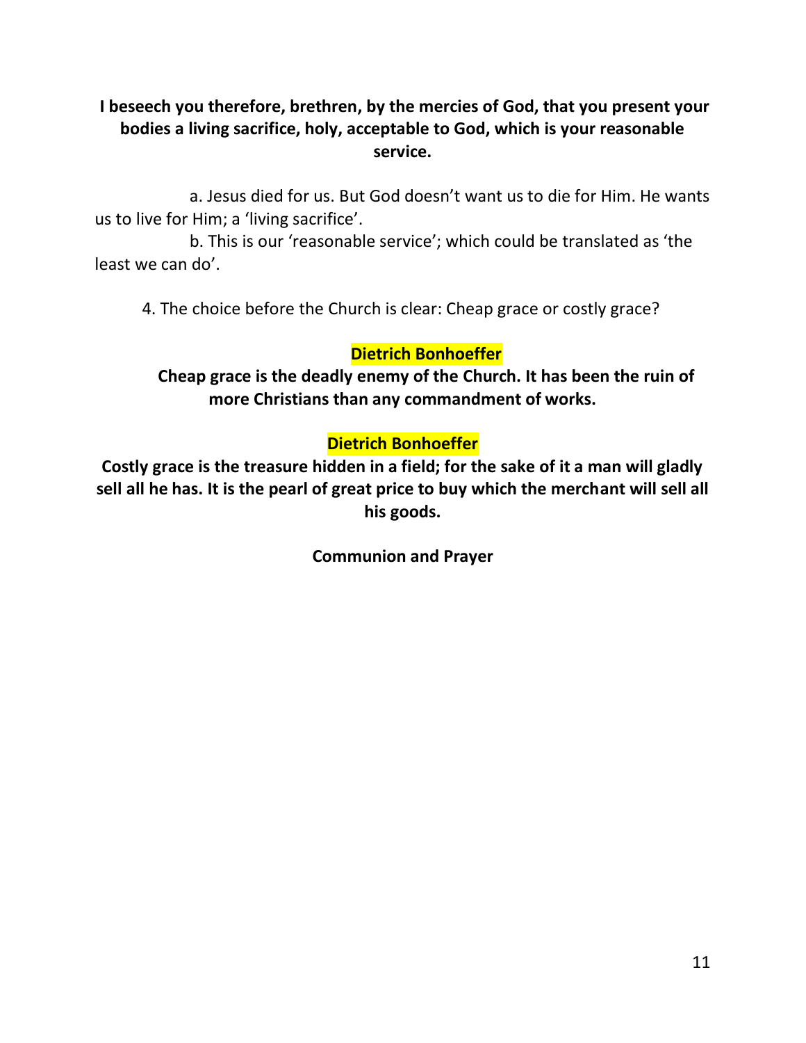**I beseech you therefore, brethren, by the mercies of God, that you present your bodies a living sacrifice, holy, acceptable to God, which is your reasonable service.**

a. Jesus died for us. But God doesn't want us to die for Him. He wants us to live for Him; a 'living sacrifice'.

b. This is our 'reasonable service'; which could be translated as 'the least we can do'.

4. The choice before the Church is clear: Cheap grace or costly grace?

**Dietrich Bonhoeffer**

**Cheap grace is the deadly enemy of the Church. It has been the ruin of more Christians than any commandment of works.**

**Dietrich Bonhoeffer**

**Costly grace is the treasure hidden in a field; for the sake of it a man will gladly sell all he has. It is the pearl of great price to buy which the merchant will sell all his goods.**

**Communion and Prayer**